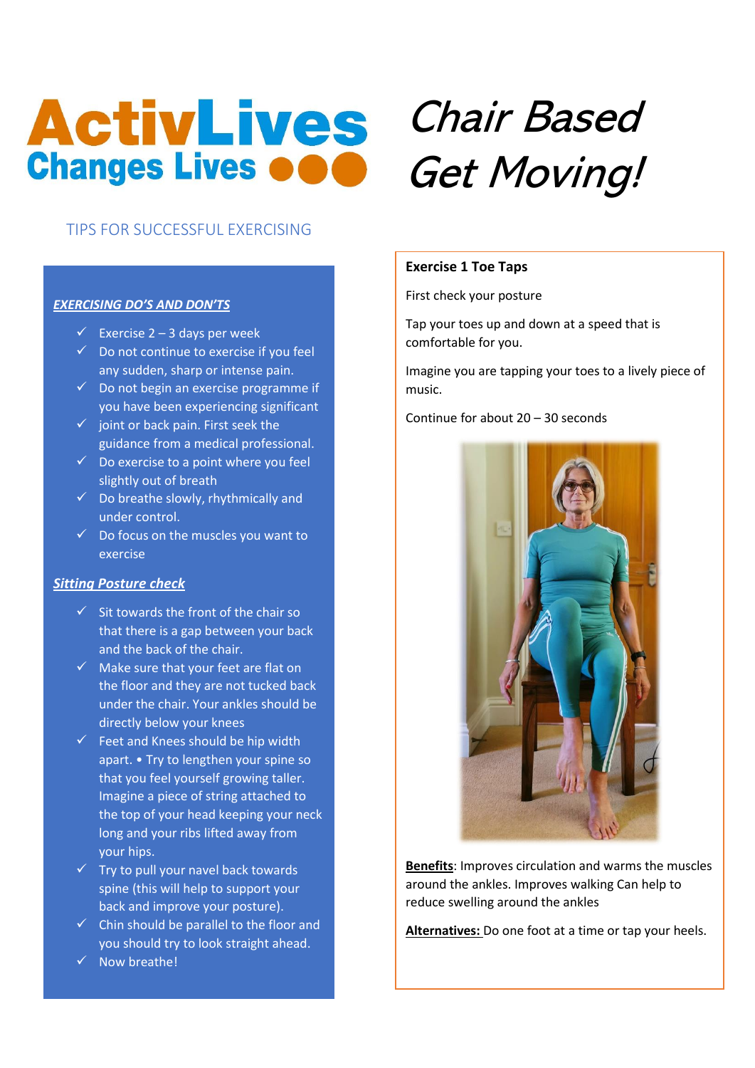# ActivLives Changes Lives

# Chair Based Get Moving!

## TIPS FOR SUCCESSFUL EXERCISING

***EXERCISING DO'S AND DON'TS***

- ✓ Exercise 2 – 3 days per week
- ✓ Do not continue to exercise if you feel any sudden, sharp or intense pain.
- ✓ Do not begin an exercise programme if you have been experiencing significant
- ✓ joint or back pain. First seek the guidance from a medical professional.
- ✓ Do exercise to a point where you feel slightly out of breath
- ✓ Do breathe slowly, rhythmically and under control.
- ✓ Do focus on the muscles you want to exercise

***Sitting Posture check***

- ✓ Sit towards the front of the chair so that there is a gap between your back and the back of the chair.
- ✓ Make sure that your feet are flat on the floor and they are not tucked back under the chair. Your ankles should be directly below your knees
- ✓ Feet and Knees should be hip width apart. • Try to lengthen your spine so that you feel yourself growing taller. Imagine a piece of string attached to the top of your head keeping your neck long and your ribs lifted away from your hips.
- ✓ Try to pull your navel back towards spine (this will help to support your back and improve your posture).
- ✓ Chin should be parallel to the floor and you should try to look straight ahead.
- ✓ Now breathe!

**Exercise 1 Toe Taps**

First check your posture

Tap your toes up and down at a speed that is comfortable for you.

Imagine you are tapping your toes to a lively piece of music.

Continue for about 20 – 30 seconds

**Benefits**: Improves circulation and warms the muscles around the ankles. Improves walking Can help to reduce swelling around the ankles

**Alternatives:** Do one foot at a time or tap your heels.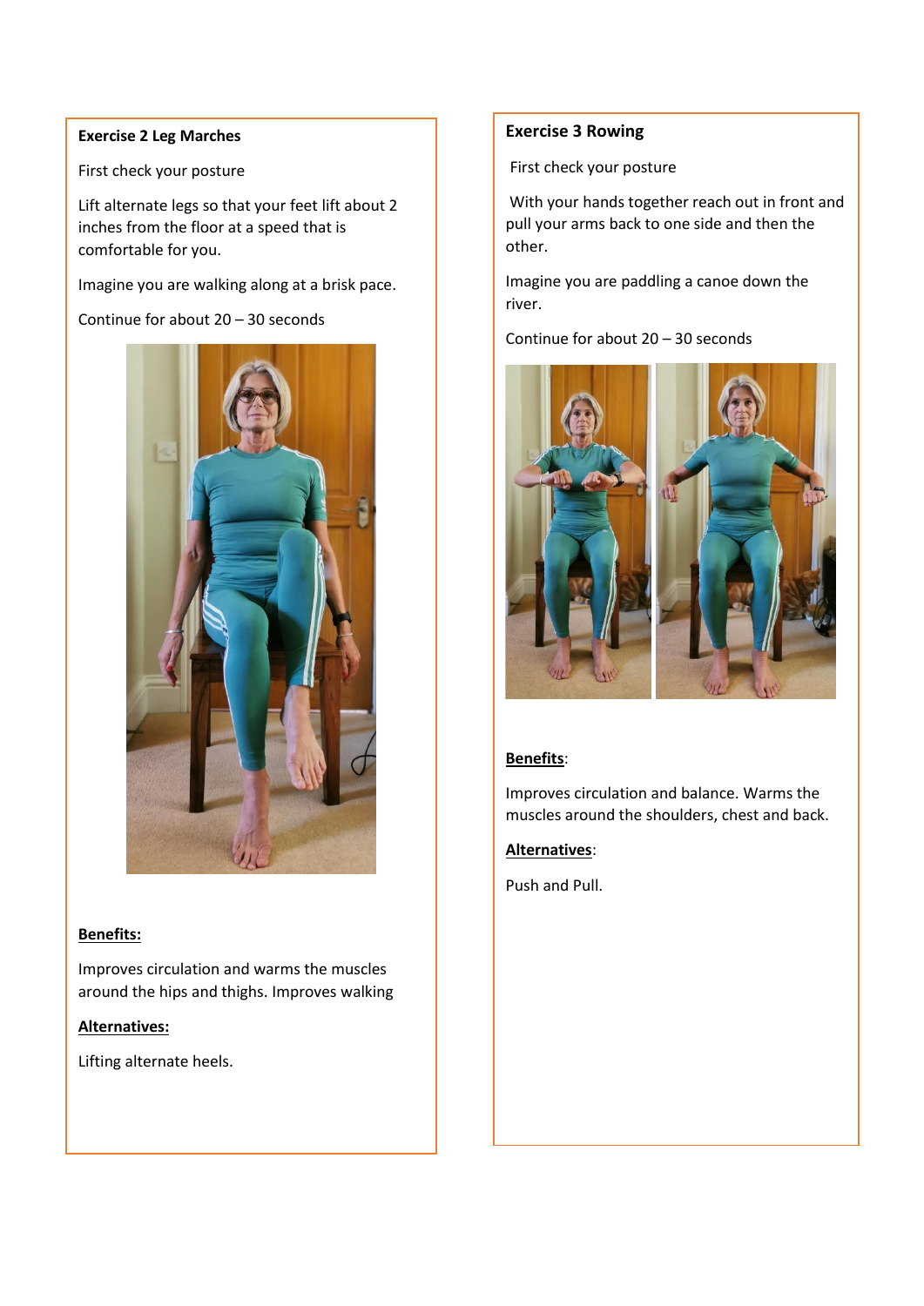## Exercise 2 Leg Marches

First check your posture

Lift alternate legs so that your feet lift about 2 inches from the floor at a speed that is comfortable for you.

Imagine you are walking along at a brisk pace.

Continue for about 20 – 30 seconds

**Benefits:**

Improves circulation and warms the muscles around the hips and thighs. Improves walking

**Alternatives:**

Lifting alternate heels.

## Exercise 3 Rowing

First check your posture

With your hands together reach out in front and pull your arms back to one side and then the other.

Imagine you are paddling a canoe down the river.

Continue for about 20 – 30 seconds

**Benefits**:

Improves circulation and balance. Warms the muscles around the shoulders, chest and back.

**Alternatives**:

Push and Pull.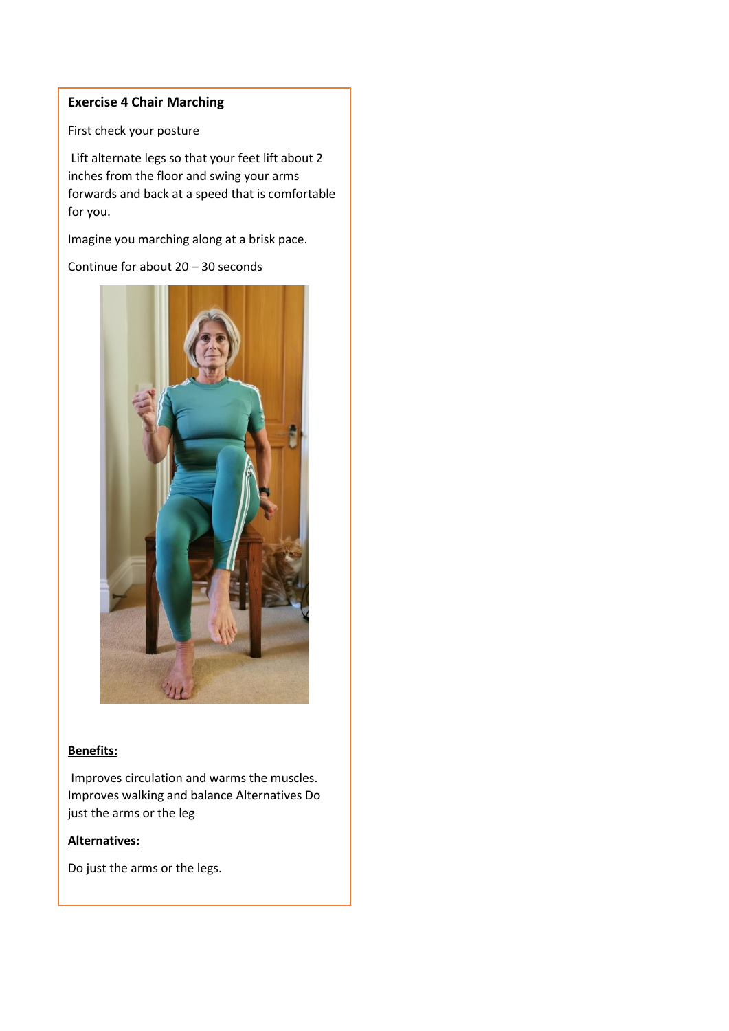**Exercise 4 Chair Marching**

First check your posture

Lift alternate legs so that your feet lift about 2 inches from the floor and swing your arms forwards and back at a speed that is comfortable for you.

Imagine you marching along at a brisk pace.

Continue for about 20 – 30 seconds

**Benefits:**

Improves circulation and warms the muscles. Improves walking and balance Alternatives Do just the arms or the leg

**Alternatives:**

Do just the arms or the legs.